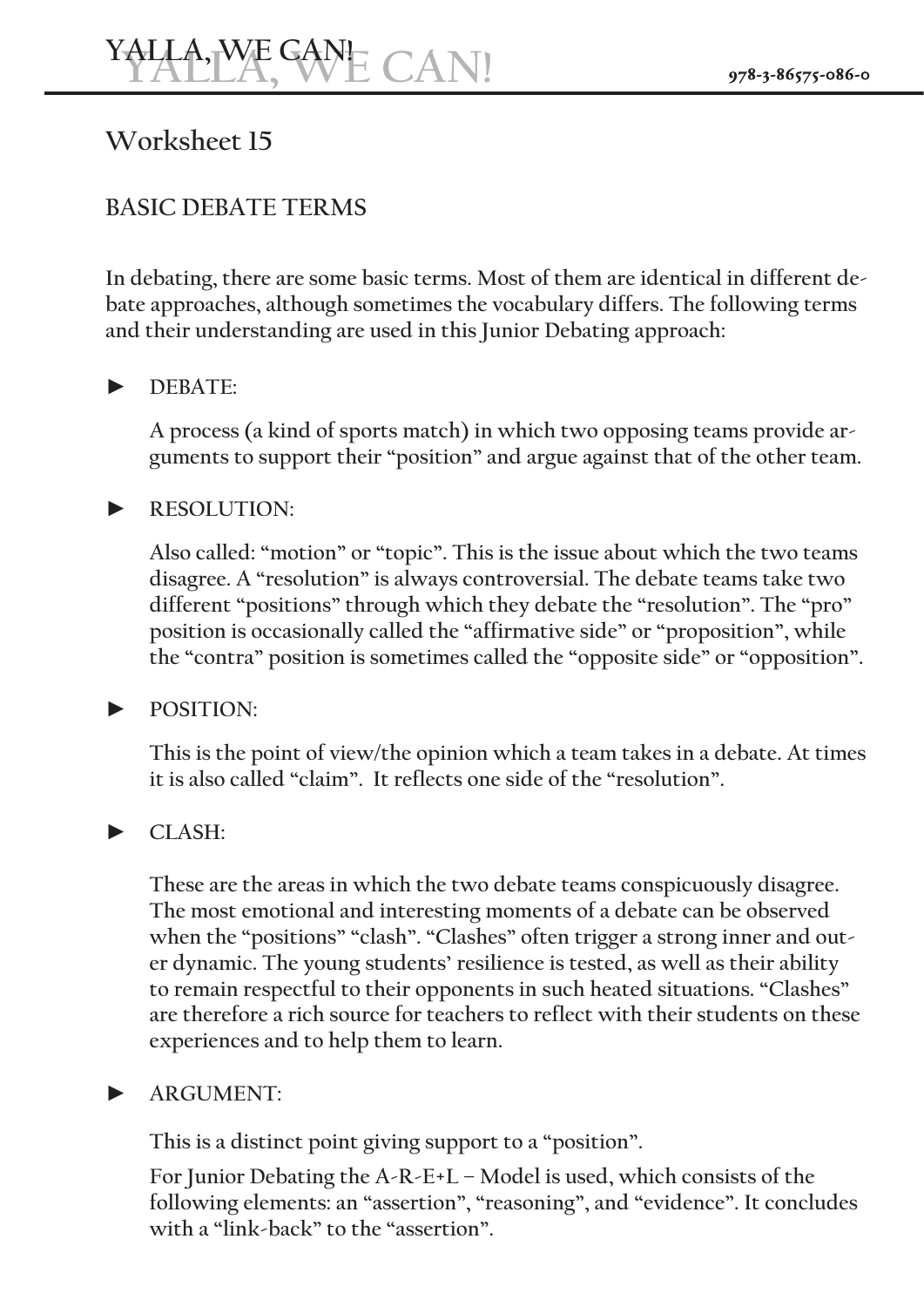## Worksheet 15

### BASIC DEBATE TERMS

In debating, there are some basic terms. Most of them are identical in different debate approaches, although sometimes the vocabulary differs. The following terms and their understanding are used in this Junior Debating approach:

► DEBATE:

A process (a kind of sports match) in which two opposing teams provide arguments to support their "position" and argue against that of the other team.

► RESOLUTION:

Also called: "motion" or "topic". This is the issue about which the two teams disagree. A "resolution" is always controversial. The debate teams take two different "positions" through which they debate the "resolution". The "pro" position is occasionally called the "affirmative side" or "proposition", while the "contra" position is sometimes called the "opposite side" or "opposition".

► POSITION:

This is the point of view/the opinion which a team takes in a debate. At times it is also called "claim". It reflects one side of the "resolution".

► CLASH:

These are the areas in which the two debate teams conspicuously disagree. The most emotional and interesting moments of a debate can be observed when the "positions" "clash". "Clashes" often trigger a strong inner and outer dynamic. The young students' resilience is tested, as well as their ability to remain respectful to their opponents in such heated situations. "Clashes" are therefore a rich source for teachers to reflect with their students on these experiences and to help them to learn.

► ARGUMENT:

This is a distinct point giving support to a "position".

For Junior Debating the A-R-E+L – Model is used, which consists of the following elements: an "assertion", "reasoning", and "evidence". It concludes with a "link-back" to the "assertion".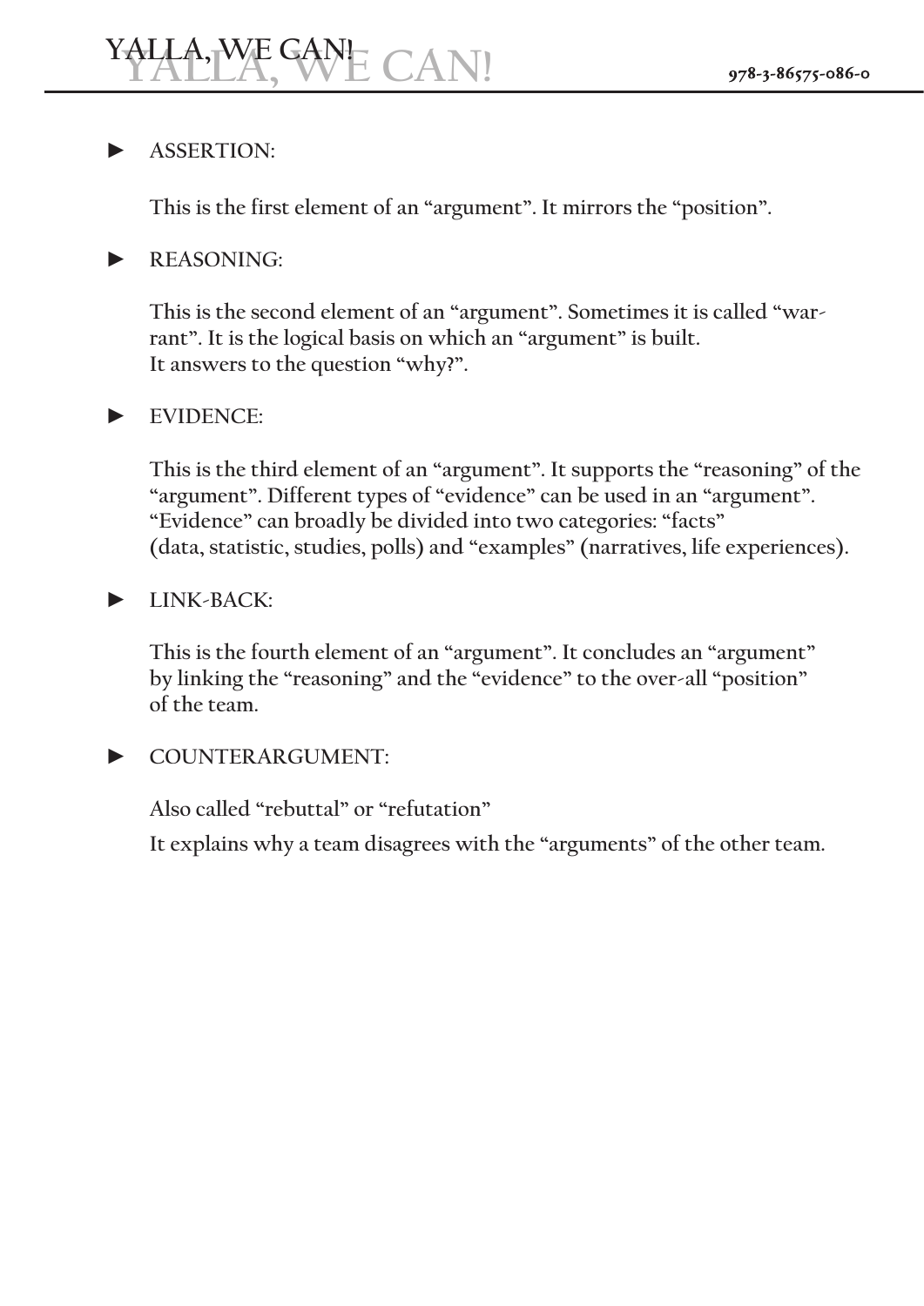- ASSERTION:

  This is the first element of an “argument”. It mirrors the “position”.

- REASONING:

  This is the second element of an “argument”. Sometimes it is called “warrant”. It is the logical basis on which an “argument” is built.
  It answers to the question “why?”.

- EVIDENCE:

  This is the third element of an “argument”. It supports the “reasoning” of the “argument”. Different types of “evidence” can be used in an “argument”. “Evidence” can broadly be divided into two categories: “facts” (data, statistic, studies, polls) and “examples” (narratives, life experiences).

- LINK-BACK:

  This is the fourth element of an “argument”. It concludes an “argument” by linking the “reasoning” and the “evidence” to the over-all “position” of the team.

- COUNTERARGUMENT:

  Also called “rebuttal” or “refutation”

  It explains why a team disagrees with the “arguments” of the other team.